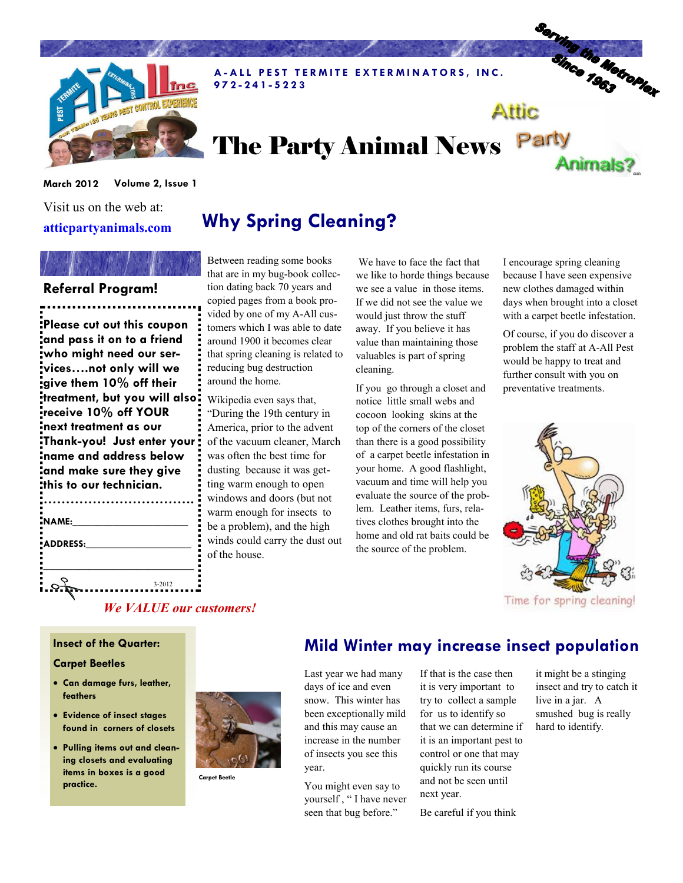**A-ALL PEST TERMITE EXTERMINATORS, INC.**
**972-241-5223**

Serving the MetroPlex Since 1963

# The Party Animal News

Attic Party Animals?

**March 2012 Volume 2, Issue 1**

Visit us on the web at:
**atticpartyanimals.com**

## Referral Program!

**Please cut out this coupon and pass it on to a friend who might need our services….not only will we give them 10% off their treatment, but you will also receive 10% off YOUR next treatment as our Thank-you! Just enter your name and address below and make sure they give this to our technician.**

**NAME:**______________________

**ADDRESS:**____________________

______________________________

3-2012

*We VALUE our customers!*

## Why Spring Cleaning?

Between reading some books that are in my bug-book collection dating back 70 years and copied pages from a book provided by one of my A-All customers which I was able to date around 1900 it becomes clear that spring cleaning is related to reducing bug destruction around the home.

Wikipedia even says that, "During the 19th century in America, prior to the advent of the vacuum cleaner, March was often the best time for dusting because it was getting warm enough to open windows and doors (but not warm enough for insects to be a problem), and the high winds could carry the dust out of the house.

We have to face the fact that we like to horde things because we see a value in those items. If we did not see the value we would just throw the stuff away. If you believe it has value than maintaining those valuables is part of spring cleaning.

If you go through a closet and notice little small webs and cocoon looking skins at the top of the corners of the closet than there is a good possibility of a carpet beetle infestation in your home. A good flashlight, vacuum and time will help you evaluate the source of the problem. Leather items, furs, relatives clothes brought into the home and old rat baits could be the source of the problem.

I encourage spring cleaning because I have seen expensive new clothes damaged within days when brought into a closet with a carpet beetle infestation.

Of course, if you do discover a problem the staff at A-All Pest would be happy to treat and further consult with you on preventative treatments.

Time for spring cleaning!

### Insect of the Quarter:

### Carpet Beetles

- **Can damage furs, leather, feathers**
- **Evidence of insect stages found in corners of closets**
- **Pulling items out and cleaning closets and evaluating items in boxes is a good practice.**

Carpet Beetle

## Mild Winter may increase insect population

Last year we had many days of ice and even snow. This winter has been exceptionally mild and this may cause an increase in the number of insects you see this year.

You might even say to yourself , " I have never seen that bug before."

If that is the case then it is very important to try to collect a sample for us to identify so that we can determine if it is an important pest to control or one that may quickly run its course and not be seen until next year.

Be careful if you think it might be a stinging insect and try to catch it live in a jar. A smushed bug is really hard to identify.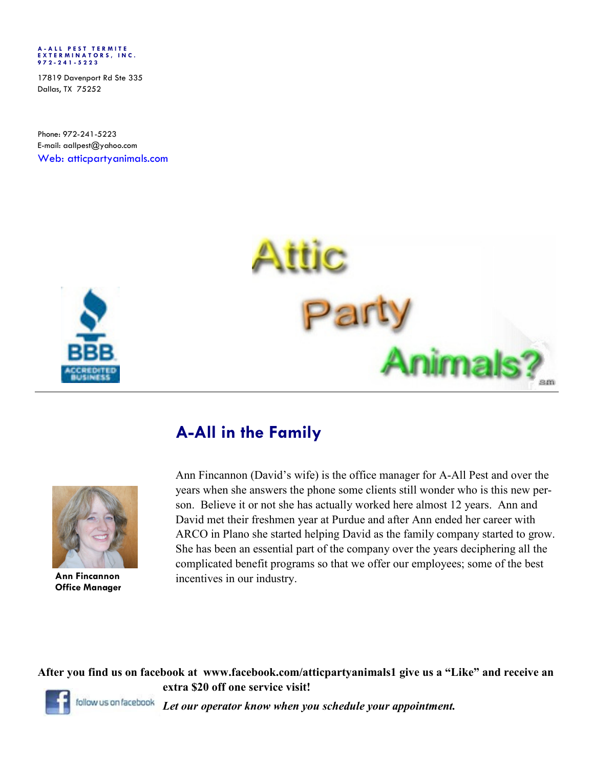**A-ALL PEST TERMITE EXTERMINATORS, INC.**
**972-241-5223**

17819 Davenport Rd Ste 335
Dallas, TX 75252

Phone: 972-241-5223
E-mail: aallpest@yahoo.com
Web: atticpartyanimals.com

Attic Party Animals?[sm]

## A-All in the Family

Ann Fincannon (David's wife) is the office manager for A-All Pest and over the years when she answers the phone some clients still wonder who is this new person. Believe it or not she has actually worked here almost 12 years. Ann and David met their freshmen year at Purdue and after Ann ended her career with ARCO in Plano she started helping David as the family company started to grow. She has been an essential part of the company over the years deciphering all the complicated benefit programs so that we offer our employees; some of the best incentives in our industry.

**Ann Fincannon**
**Office Manager**

**After you find us on facebook at www.facebook.com/atticpartyanimals1 give us a "Like" and receive an extra $20 off one service visit!**

follow us on facebook

***Let our operator know when you schedule your appointment.***